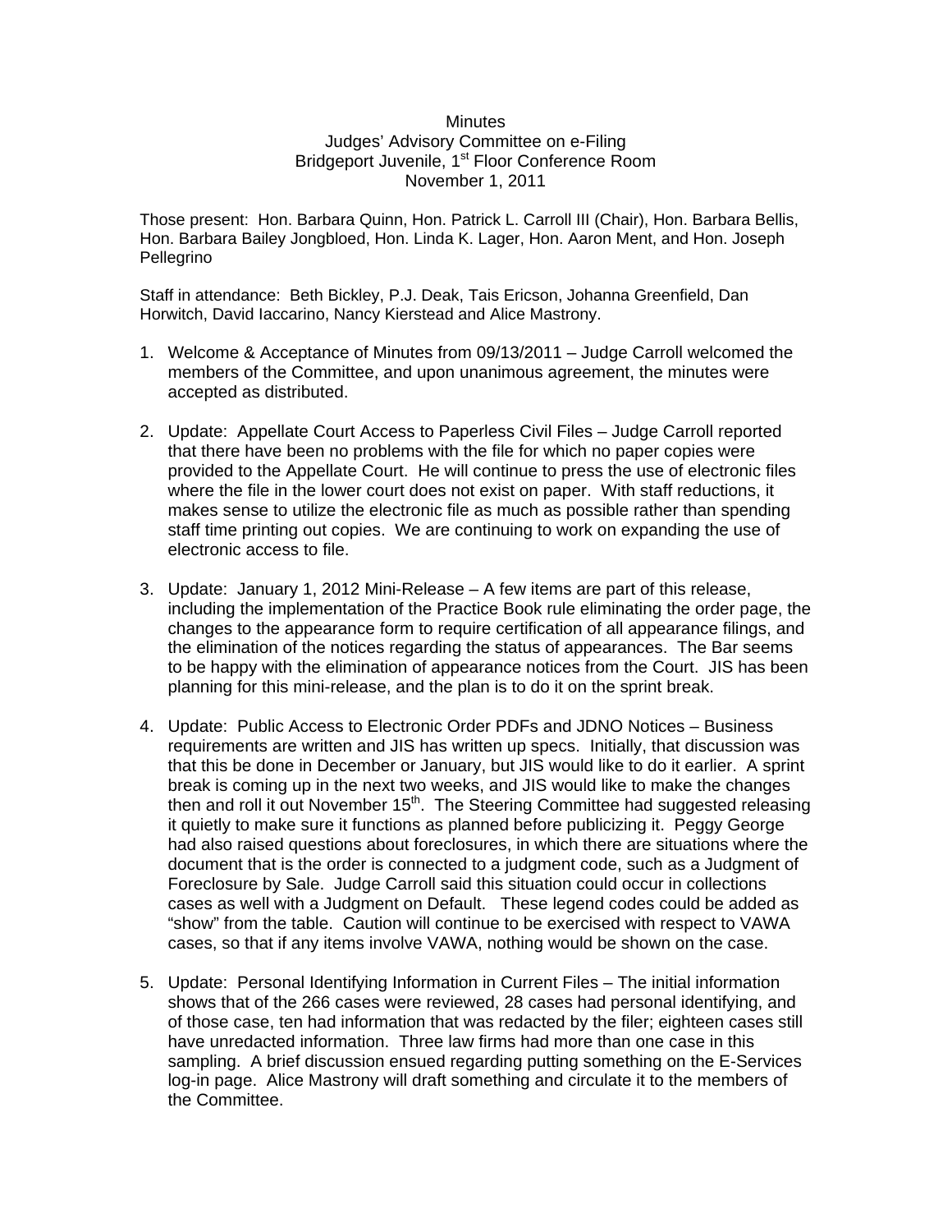# Minutes

## Judges' Advisory Committee on e-Filing

Bridgeport Juvenile, 1st Floor Conference Room

November 1, 2011

Those present: Hon. Barbara Quinn, Hon. Patrick L. Carroll III (Chair), Hon. Barbara Bellis, Hon. Barbara Bailey Jongbloed, Hon. Linda K. Lager, Hon. Aaron Ment, and Hon. Joseph Pellegrino

Staff in attendance: Beth Bickley, P.J. Deak, Tais Ericson, Johanna Greenfield, Dan Horwitch, David Iaccarino, Nancy Kierstead and Alice Mastrony.

1. Welcome & Acceptance of Minutes from 09/13/2011 – Judge Carroll welcomed the members of the Committee, and upon unanimous agreement, the minutes were accepted as distributed.

2. Update: Appellate Court Access to Paperless Civil Files – Judge Carroll reported that there have been no problems with the file for which no paper copies were provided to the Appellate Court. He will continue to press the use of electronic files where the file in the lower court does not exist on paper. With staff reductions, it makes sense to utilize the electronic file as much as possible rather than spending staff time printing out copies. We are continuing to work on expanding the use of electronic access to file.

3. Update: January 1, 2012 Mini-Release – A few items are part of this release, including the implementation of the Practice Book rule eliminating the order page, the changes to the appearance form to require certification of all appearance filings, and the elimination of the notices regarding the status of appearances. The Bar seems to be happy with the elimination of appearance notices from the Court. JIS has been planning for this mini-release, and the plan is to do it on the sprint break.

4. Update: Public Access to Electronic Order PDFs and JDNO Notices – Business requirements are written and JIS has written up specs. Initially, that discussion was that this be done in December or January, but JIS would like to do it earlier. A sprint break is coming up in the next two weeks, and JIS would like to make the changes then and roll it out November 15th. The Steering Committee had suggested releasing it quietly to make sure it functions as planned before publicizing it. Peggy George had also raised questions about foreclosures, in which there are situations where the document that is the order is connected to a judgment code, such as a Judgment of Foreclosure by Sale. Judge Carroll said this situation could occur in collections cases as well with a Judgment on Default. These legend codes could be added as "show" from the table. Caution will continue to be exercised with respect to VAWA cases, so that if any items involve VAWA, nothing would be shown on the case.

5. Update: Personal Identifying Information in Current Files – The initial information shows that of the 266 cases were reviewed, 28 cases had personal identifying, and of those case, ten had information that was redacted by the filer; eighteen cases still have unredacted information. Three law firms had more than one case in this sampling. A brief discussion ensued regarding putting something on the E-Services log-in page. Alice Mastrony will draft something and circulate it to the members of the Committee.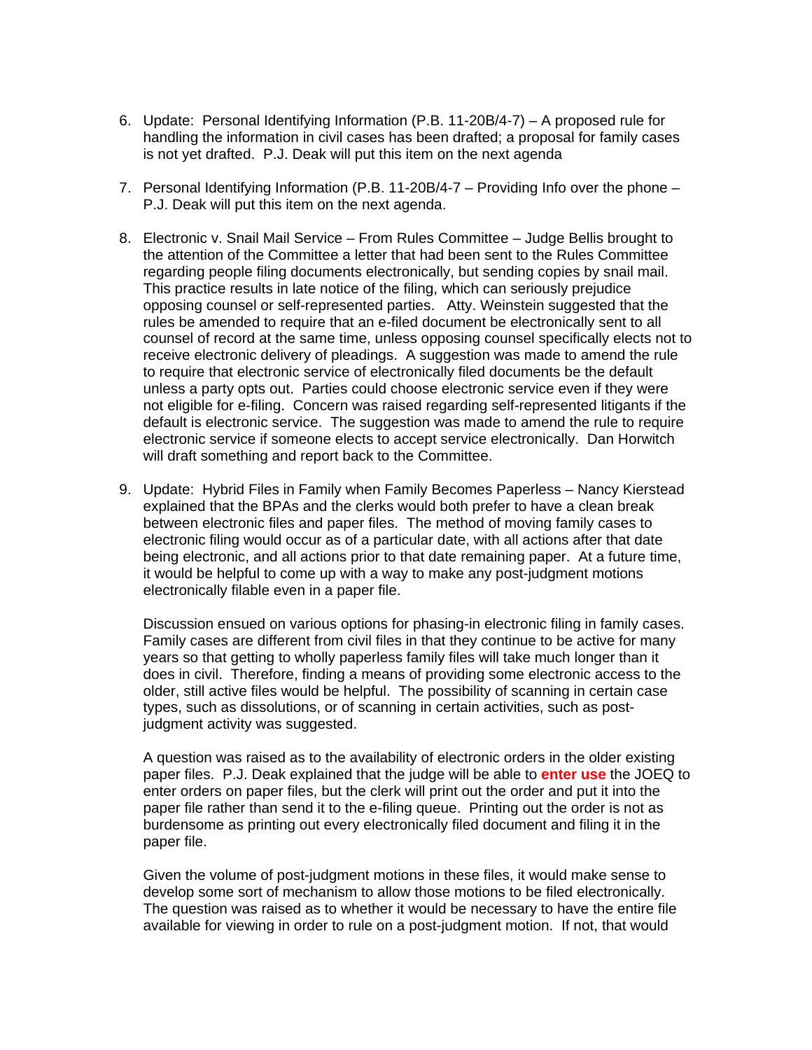6. Update: Personal Identifying Information (P.B. 11-20B/4-7) – A proposed rule for handling the information in civil cases has been drafted; a proposal for family cases is not yet drafted. P.J. Deak will put this item on the next agenda

7. Personal Identifying Information (P.B. 11-20B/4-7 – Providing Info over the phone – P.J. Deak will put this item on the next agenda.

8. Electronic v. Snail Mail Service – From Rules Committee – Judge Bellis brought to the attention of the Committee a letter that had been sent to the Rules Committee regarding people filing documents electronically, but sending copies by snail mail. This practice results in late notice of the filing, which can seriously prejudice opposing counsel or self-represented parties. Atty. Weinstein suggested that the rules be amended to require that an e-filed document be electronically sent to all counsel of record at the same time, unless opposing counsel specifically elects not to receive electronic delivery of pleadings. A suggestion was made to amend the rule to require that electronic service of electronically filed documents be the default unless a party opts out. Parties could choose electronic service even if they were not eligible for e-filing. Concern was raised regarding self-represented litigants if the default is electronic service. The suggestion was made to amend the rule to require electronic service if someone elects to accept service electronically. Dan Horwitch will draft something and report back to the Committee.

9. Update: Hybrid Files in Family when Family Becomes Paperless – Nancy Kierstead explained that the BPAs and the clerks would both prefer to have a clean break between electronic files and paper files. The method of moving family cases to electronic filing would occur as of a particular date, with all actions after that date being electronic, and all actions prior to that date remaining paper. At a future time, it would be helpful to come up with a way to make any post-judgment motions electronically filable even in a paper file.

   Discussion ensued on various options for phasing-in electronic filing in family cases. Family cases are different from civil files in that they continue to be active for many years so that getting to wholly paperless family files will take much longer than it does in civil. Therefore, finding a means of providing some electronic access to the older, still active files would be helpful. The possibility of scanning in certain case types, such as dissolutions, or of scanning in certain activities, such as post-judgment activity was suggested.

   A question was raised as to the availability of electronic orders in the older existing paper files. P.J. Deak explained that the judge will be able to **enter use** the JOEQ to enter orders on paper files, but the clerk will print out the order and put it into the paper file rather than send it to the e-filing queue. Printing out the order is not as burdensome as printing out every electronically filed document and filing it in the paper file.

   Given the volume of post-judgment motions in these files, it would make sense to develop some sort of mechanism to allow those motions to be filed electronically. The question was raised as to whether it would be necessary to have the entire file available for viewing in order to rule on a post-judgment motion. If not, that would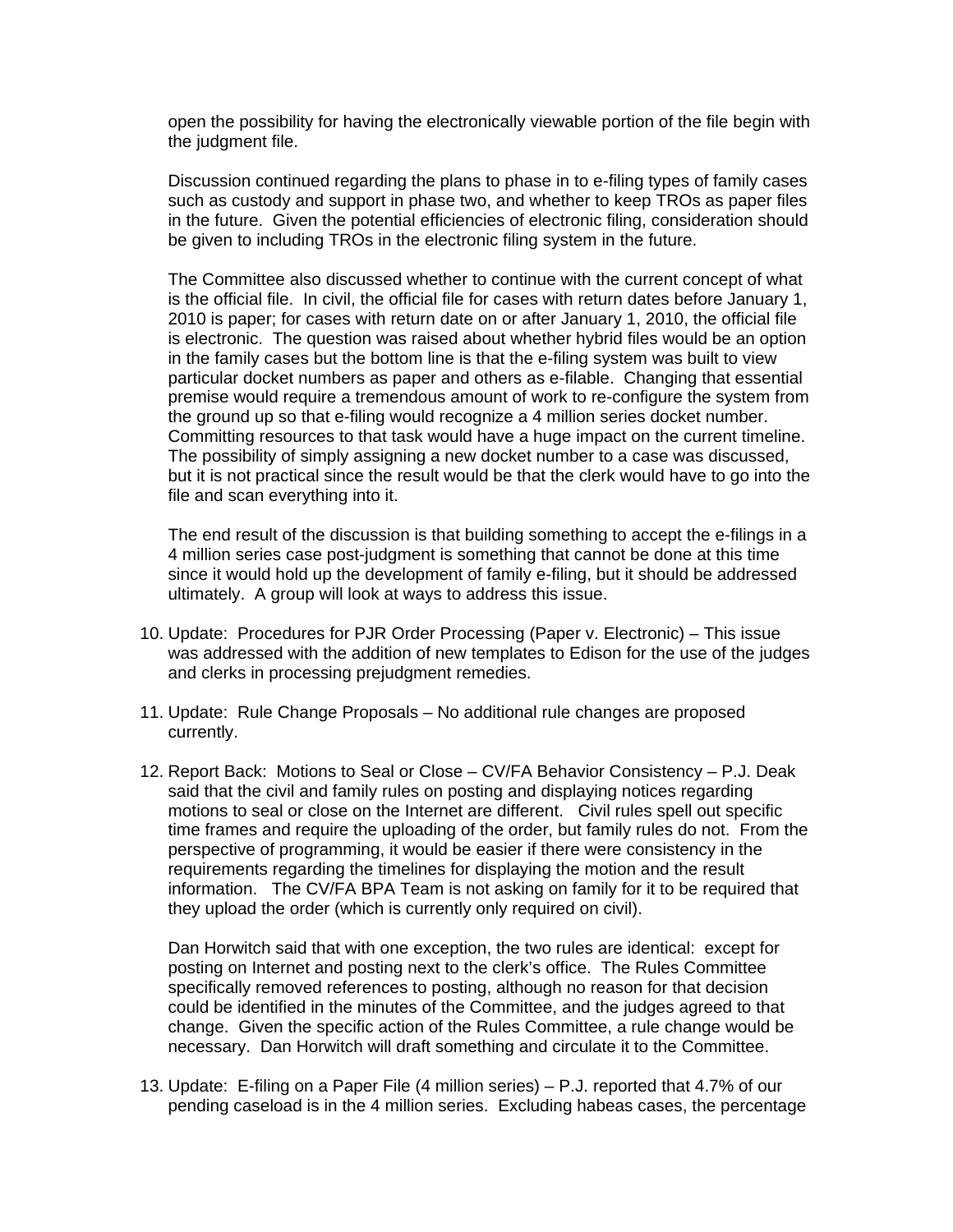open the possibility for having the electronically viewable portion of the file begin with the judgment file.

Discussion continued regarding the plans to phase in to e-filing types of family cases such as custody and support in phase two, and whether to keep TROs as paper files in the future. Given the potential efficiencies of electronic filing, consideration should be given to including TROs in the electronic filing system in the future.

The Committee also discussed whether to continue with the current concept of what is the official file. In civil, the official file for cases with return dates before January 1, 2010 is paper; for cases with return date on or after January 1, 2010, the official file is electronic. The question was raised about whether hybrid files would be an option in the family cases but the bottom line is that the e-filing system was built to view particular docket numbers as paper and others as e-filable. Changing that essential premise would require a tremendous amount of work to re-configure the system from the ground up so that e-filing would recognize a 4 million series docket number. Committing resources to that task would have a huge impact on the current timeline. The possibility of simply assigning a new docket number to a case was discussed, but it is not practical since the result would be that the clerk would have to go into the file and scan everything into it.

The end result of the discussion is that building something to accept the e-filings in a 4 million series case post-judgment is something that cannot be done at this time since it would hold up the development of family e-filing, but it should be addressed ultimately. A group will look at ways to address this issue.

10. Update: Procedures for PJR Order Processing (Paper v. Electronic) – This issue was addressed with the addition of new templates to Edison for the use of the judges and clerks in processing prejudgment remedies.

11. Update: Rule Change Proposals – No additional rule changes are proposed currently.

12. Report Back: Motions to Seal or Close – CV/FA Behavior Consistency – P.J. Deak said that the civil and family rules on posting and displaying notices regarding motions to seal or close on the Internet are different. Civil rules spell out specific time frames and require the uploading of the order, but family rules do not. From the perspective of programming, it would be easier if there were consistency in the requirements regarding the timelines for displaying the motion and the result information. The CV/FA BPA Team is not asking on family for it to be required that they upload the order (which is currently only required on civil).

    Dan Horwitch said that with one exception, the two rules are identical: except for posting on Internet and posting next to the clerk's office. The Rules Committee specifically removed references to posting, although no reason for that decision could be identified in the minutes of the Committee, and the judges agreed to that change. Given the specific action of the Rules Committee, a rule change would be necessary. Dan Horwitch will draft something and circulate it to the Committee.

13. Update: E-filing on a Paper File (4 million series) – P.J. reported that 4.7% of our pending caseload is in the 4 million series. Excluding habeas cases, the percentage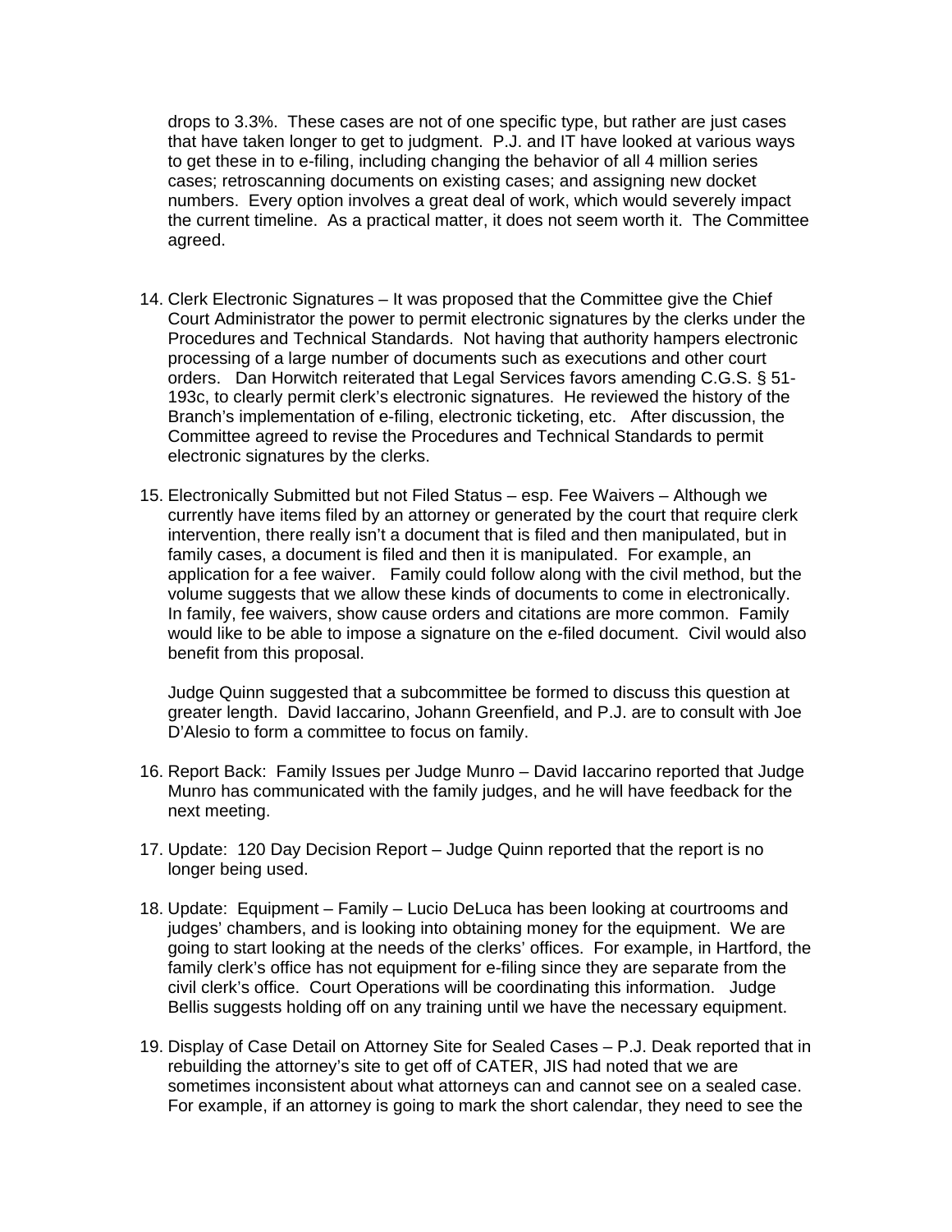drops to 3.3%. These cases are not of one specific type, but rather are just cases that have taken longer to get to judgment. P.J. and IT have looked at various ways to get these in to e-filing, including changing the behavior of all 4 million series cases; retroscanning documents on existing cases; and assigning new docket numbers. Every option involves a great deal of work, which would severely impact the current timeline. As a practical matter, it does not seem worth it. The Committee agreed.

14. Clerk Electronic Signatures – It was proposed that the Committee give the Chief Court Administrator the power to permit electronic signatures by the clerks under the Procedures and Technical Standards. Not having that authority hampers electronic processing of a large number of documents such as executions and other court orders. Dan Horwitch reiterated that Legal Services favors amending C.G.S. § 51-193c, to clearly permit clerk's electronic signatures. He reviewed the history of the Branch's implementation of e-filing, electronic ticketing, etc. After discussion, the Committee agreed to revise the Procedures and Technical Standards to permit electronic signatures by the clerks.

15. Electronically Submitted but not Filed Status – esp. Fee Waivers – Although we currently have items filed by an attorney or generated by the court that require clerk intervention, there really isn't a document that is filed and then manipulated, but in family cases, a document is filed and then it is manipulated. For example, an application for a fee waiver. Family could follow along with the civil method, but the volume suggests that we allow these kinds of documents to come in electronically. In family, fee waivers, show cause orders and citations are more common. Family would like to be able to impose a signature on the e-filed document. Civil would also benefit from this proposal.

    Judge Quinn suggested that a subcommittee be formed to discuss this question at greater length. David Iaccarino, Johann Greenfield, and P.J. are to consult with Joe D'Alesio to form a committee to focus on family.

16. Report Back: Family Issues per Judge Munro – David Iaccarino reported that Judge Munro has communicated with the family judges, and he will have feedback for the next meeting.

17. Update: 120 Day Decision Report – Judge Quinn reported that the report is no longer being used.

18. Update: Equipment – Family – Lucio DeLuca has been looking at courtrooms and judges' chambers, and is looking into obtaining money for the equipment. We are going to start looking at the needs of the clerks' offices. For example, in Hartford, the family clerk's office has not equipment for e-filing since they are separate from the civil clerk's office. Court Operations will be coordinating this information. Judge Bellis suggests holding off on any training until we have the necessary equipment.

19. Display of Case Detail on Attorney Site for Sealed Cases – P.J. Deak reported that in rebuilding the attorney's site to get off of CATER, JIS had noted that we are sometimes inconsistent about what attorneys can and cannot see on a sealed case. For example, if an attorney is going to mark the short calendar, they need to see the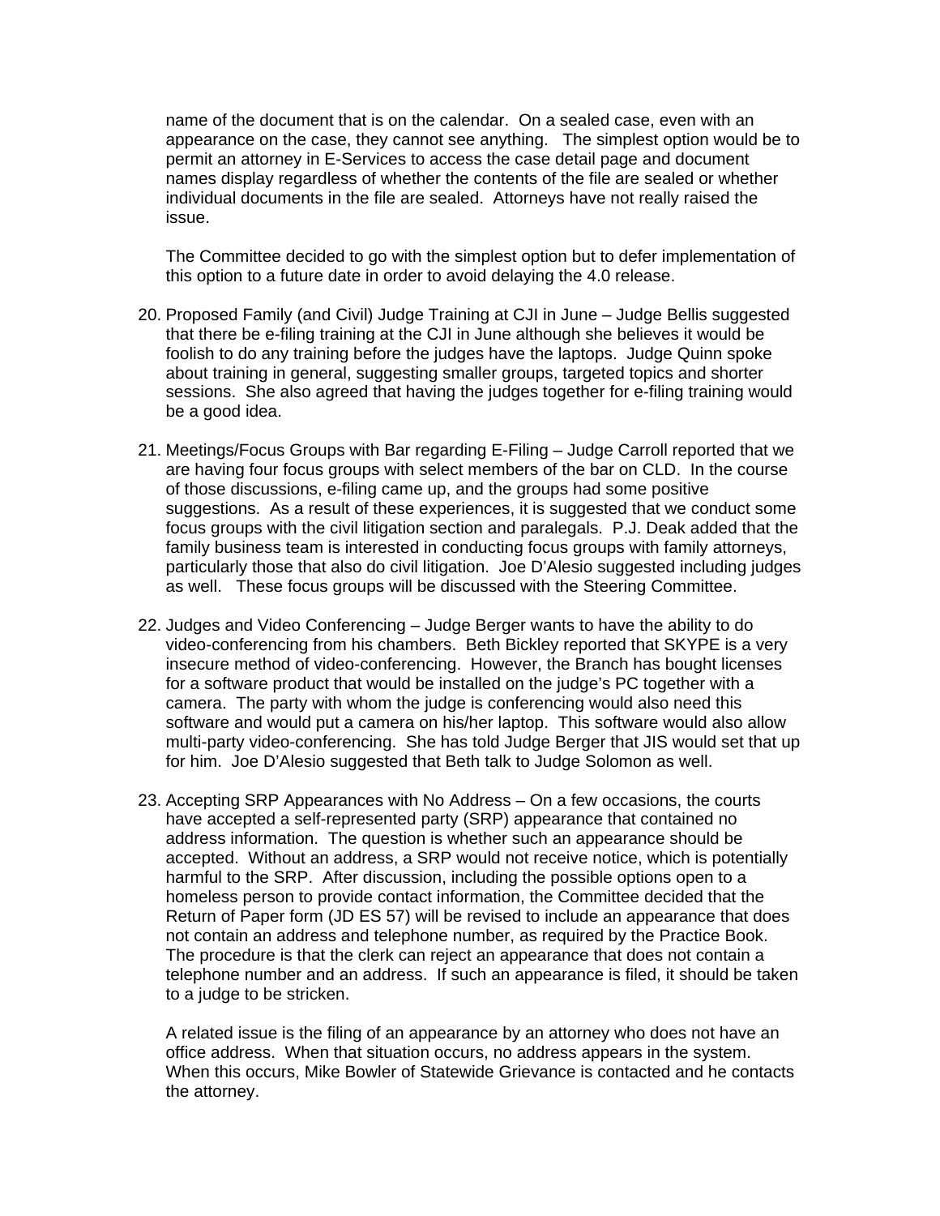name of the document that is on the calendar. On a sealed case, even with an appearance on the case, they cannot see anything. The simplest option would be to permit an attorney in E-Services to access the case detail page and document names display regardless of whether the contents of the file are sealed or whether individual documents in the file are sealed. Attorneys have not really raised the issue.

The Committee decided to go with the simplest option but to defer implementation of this option to a future date in order to avoid delaying the 4.0 release.

20. Proposed Family (and Civil) Judge Training at CJI in June – Judge Bellis suggested that there be e-filing training at the CJI in June although she believes it would be foolish to do any training before the judges have the laptops. Judge Quinn spoke about training in general, suggesting smaller groups, targeted topics and shorter sessions. She also agreed that having the judges together for e-filing training would be a good idea.

21. Meetings/Focus Groups with Bar regarding E-Filing – Judge Carroll reported that we are having four focus groups with select members of the bar on CLD. In the course of those discussions, e-filing came up, and the groups had some positive suggestions. As a result of these experiences, it is suggested that we conduct some focus groups with the civil litigation section and paralegals. P.J. Deak added that the family business team is interested in conducting focus groups with family attorneys, particularly those that also do civil litigation. Joe D'Alesio suggested including judges as well. These focus groups will be discussed with the Steering Committee.

22. Judges and Video Conferencing – Judge Berger wants to have the ability to do video-conferencing from his chambers. Beth Bickley reported that SKYPE is a very insecure method of video-conferencing. However, the Branch has bought licenses for a software product that would be installed on the judge's PC together with a camera. The party with whom the judge is conferencing would also need this software and would put a camera on his/her laptop. This software would also allow multi-party video-conferencing. She has told Judge Berger that JIS would set that up for him. Joe D'Alesio suggested that Beth talk to Judge Solomon as well.

23. Accepting SRP Appearances with No Address – On a few occasions, the courts have accepted a self-represented party (SRP) appearance that contained no address information. The question is whether such an appearance should be accepted. Without an address, a SRP would not receive notice, which is potentially harmful to the SRP. After discussion, including the possible options open to a homeless person to provide contact information, the Committee decided that the Return of Paper form (JD ES 57) will be revised to include an appearance that does not contain an address and telephone number, as required by the Practice Book. The procedure is that the clerk can reject an appearance that does not contain a telephone number and an address. If such an appearance is filed, it should be taken to a judge to be stricken.

    A related issue is the filing of an appearance by an attorney who does not have an office address. When that situation occurs, no address appears in the system. When this occurs, Mike Bowler of Statewide Grievance is contacted and he contacts the attorney.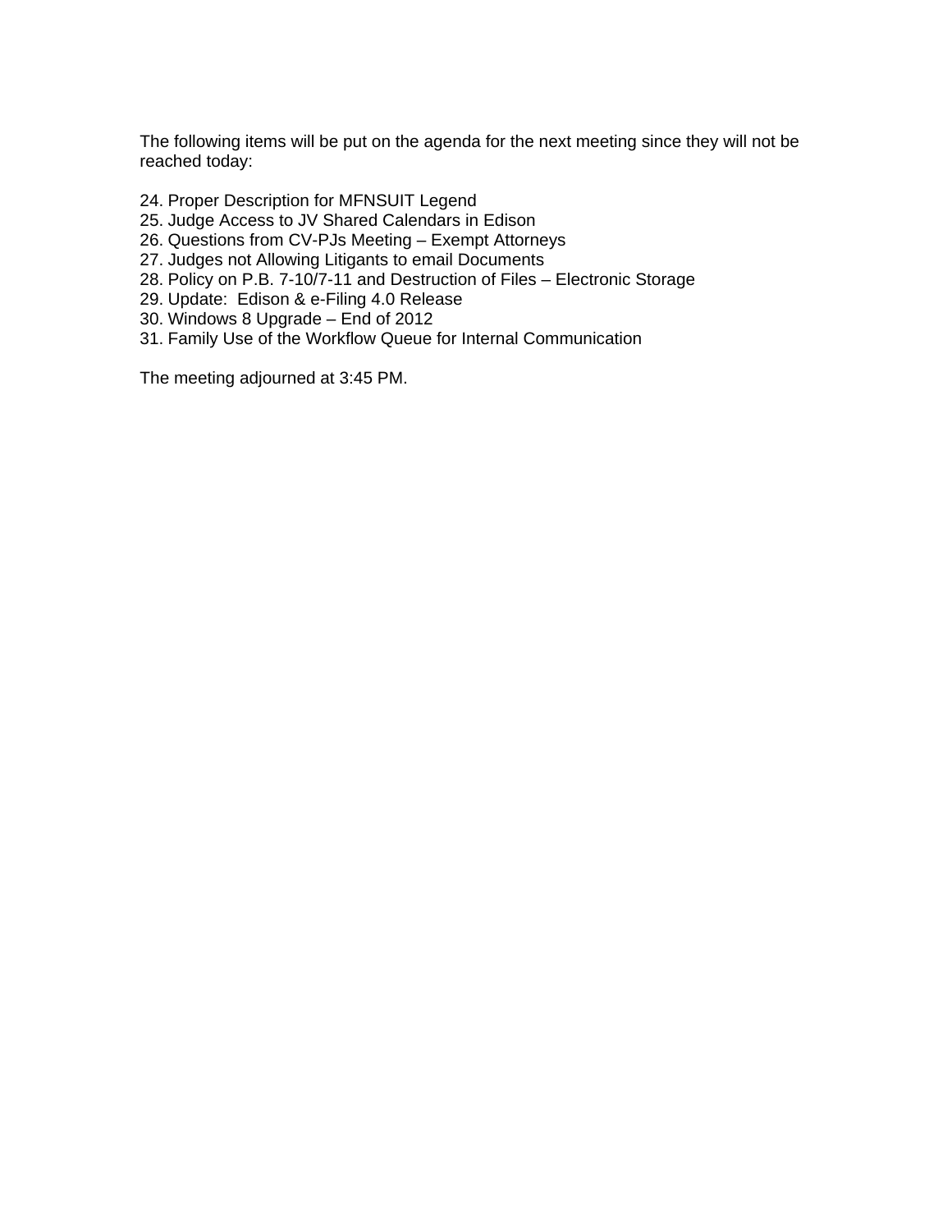The following items will be put on the agenda for the next meeting since they will not be reached today:

24. Proper Description for MFNSUIT Legend
25. Judge Access to JV Shared Calendars in Edison
26. Questions from CV-PJs Meeting – Exempt Attorneys
27. Judges not Allowing Litigants to email Documents
28. Policy on P.B. 7-10/7-11 and Destruction of Files – Electronic Storage
29. Update: Edison & e-Filing 4.0 Release
30. Windows 8 Upgrade – End of 2012
31. Family Use of the Workflow Queue for Internal Communication

The meeting adjourned at 3:45 PM.